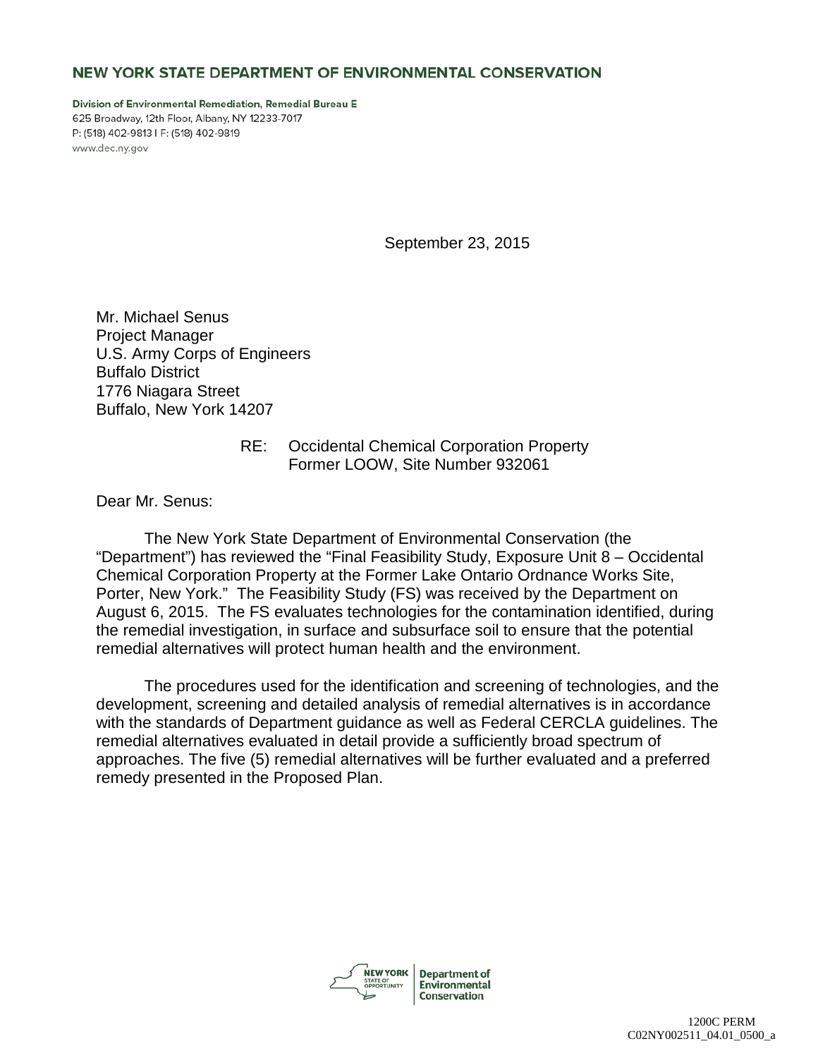**NEW YORK STATE DEPARTMENT OF ENVIRONMENTAL CONSERVATION**

**Division of Environmental Remediation, Remedial Bureau E**
625 Broadway, 12th Floor, Albany, NY 12233-7017
P: (518) 402-9813 I F: (518) 402-9819
www.dec.ny.gov

September 23, 2015

Mr. Michael Senus
Project Manager
U.S. Army Corps of Engineers
Buffalo District
1776 Niagara Street
Buffalo, New York 14207

RE: Occidental Chemical Corporation Property
Former LOOW, Site Number 932061

Dear Mr. Senus:

The New York State Department of Environmental Conservation (the "Department") has reviewed the "Final Feasibility Study, Exposure Unit 8 – Occidental Chemical Corporation Property at the Former Lake Ontario Ordnance Works Site, Porter, New York." The Feasibility Study (FS) was received by the Department on August 6, 2015. The FS evaluates technologies for the contamination identified, during the remedial investigation, in surface and subsurface soil to ensure that the potential remedial alternatives will protect human health and the environment.

The procedures used for the identification and screening of technologies, and the development, screening and detailed analysis of remedial alternatives is in accordance with the standards of Department guidance as well as Federal CERCLA guidelines. The remedial alternatives evaluated in detail provide a sufficiently broad spectrum of approaches. The five (5) remedial alternatives will be further evaluated and a preferred remedy presented in the Proposed Plan.

NEW YORK STATE OF OPPORTUNITY | Department of Environmental Conservation

1200C PERM
C02NY002511_04.01_0500_a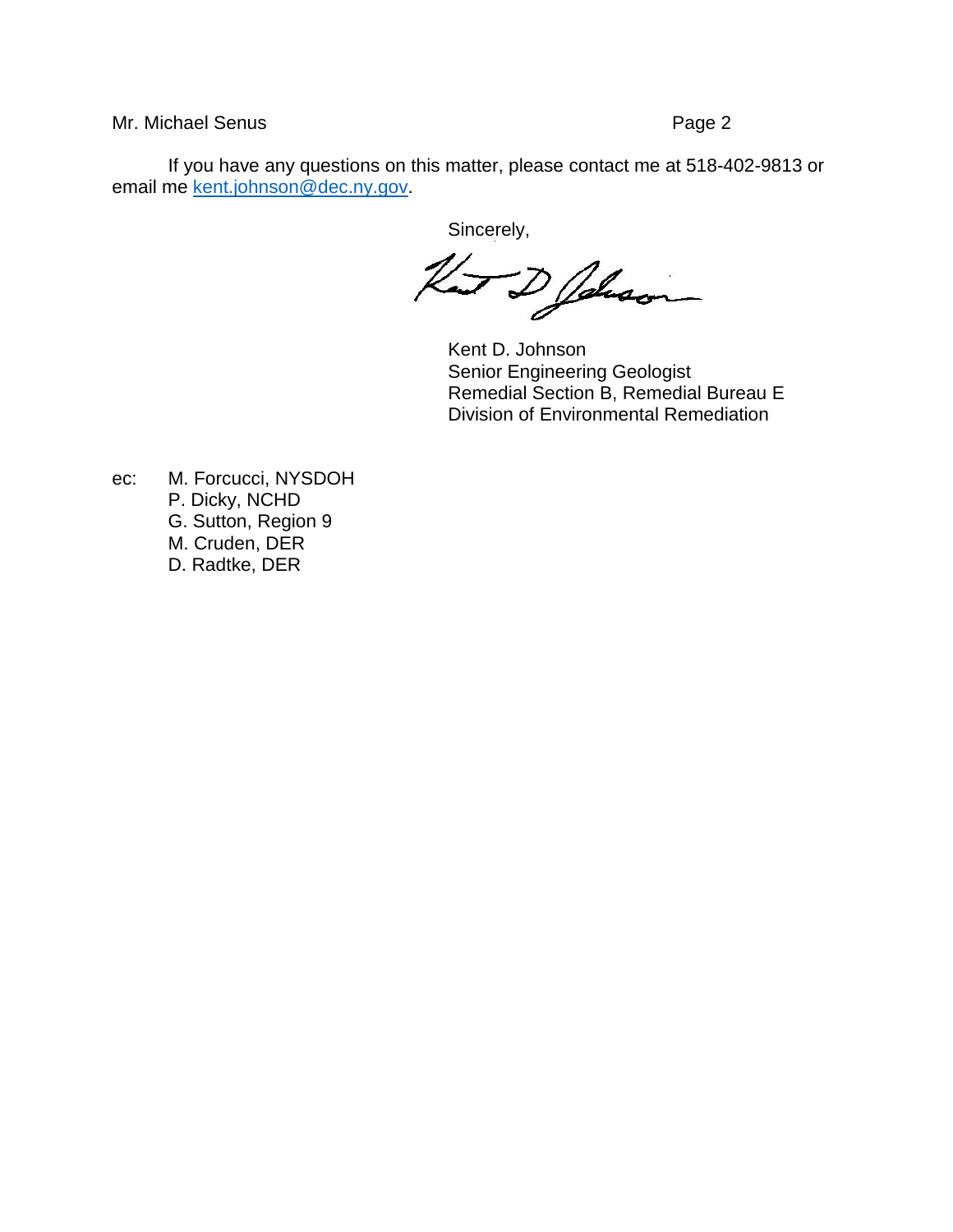If you have any questions on this matter, please contact me at 518-402-9813 or email me [kent.johnson@dec.ny.gov](mailto:kent.johnson@dec.ny.gov).

Sincerely,

Kent D. Johnson
Senior Engineering Geologist
Remedial Section B, Remedial Bureau E
Division of Environmental Remediation

ec: M. Forcucci, NYSDOH
P. Dicky, NCHD
G. Sutton, Region 9
M. Cruden, DER
D. Radtke, DER